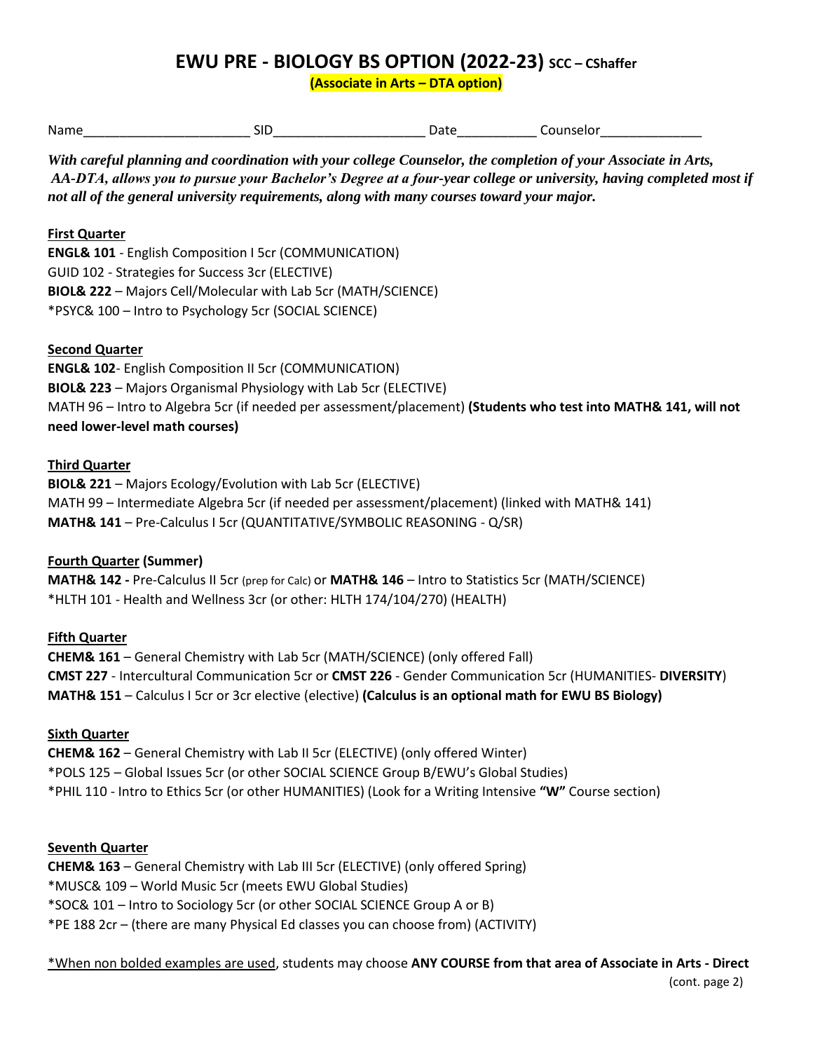# EWU PRE - BIOLOGY BS OPTION (2022-23) SCC – CShaffer

**(Associate in Arts – DTA option)**

Name______________________ SID____________________ Date__________ Counselor_____________

***With careful planning and coordination with your college Counselor, the completion of your Associate in Arts, AA-DTA, allows you to pursue your Bachelor's Degree at a four-year college or university, having completed most if not all of the general university requirements, along with many courses toward your major.***

**First Quarter**

**ENGL& 101** - English Composition I 5cr (COMMUNICATION)
GUID 102 - Strategies for Success 3cr (ELECTIVE)
**BIOL& 222** – Majors Cell/Molecular with Lab 5cr (MATH/SCIENCE)
*PSYC& 100 – Intro to Psychology 5cr (SOCIAL SCIENCE)

**Second Quarter**

**ENGL& 102**- English Composition II 5cr (COMMUNICATION)
**BIOL& 223** – Majors Organismal Physiology with Lab 5cr (ELECTIVE)
MATH 96 – Intro to Algebra 5cr (if needed per assessment/placement) **(Students who test into MATH& 141, will not need lower-level math courses)**

**Third Quarter**

**BIOL& 221** – Majors Ecology/Evolution with Lab 5cr (ELECTIVE)
MATH 99 – Intermediate Algebra 5cr (if needed per assessment/placement) (linked with MATH& 141)
**MATH& 141** – Pre-Calculus I 5cr (QUANTITATIVE/SYMBOLIC REASONING - Q/SR)

**Fourth Quarter (Summer)**

**MATH& 142 -** Pre-Calculus II 5cr (prep for Calc) or **MATH& 146** – Intro to Statistics 5cr (MATH/SCIENCE)
*HLTH 101 - Health and Wellness 3cr (or other: HLTH 174/104/270) (HEALTH)

**Fifth Quarter**

**CHEM& 161** – General Chemistry with Lab 5cr (MATH/SCIENCE) (only offered Fall)
**CMST 227** - Intercultural Communication 5cr or **CMST 226** - Gender Communication 5cr (HUMANITIES- **DIVERSITY**)
**MATH& 151** – Calculus I 5cr or 3cr elective (elective) **(Calculus is an optional math for EWU BS Biology)**

**Sixth Quarter**

**CHEM& 162** – General Chemistry with Lab II 5cr (ELECTIVE) (only offered Winter)
*POLS 125 – Global Issues 5cr (or other SOCIAL SCIENCE Group B/EWU's Global Studies)
*PHIL 110 - Intro to Ethics 5cr (or other HUMANITIES) (Look for a Writing Intensive **"W"** Course section)

**Seventh Quarter**

**CHEM& 163** – General Chemistry with Lab III 5cr (ELECTIVE) (only offered Spring)
*MUSC& 109 – World Music 5cr (meets EWU Global Studies)
*SOC& 101 – Intro to Sociology 5cr (or other SOCIAL SCIENCE Group A or B)
*PE 188 2cr – (there are many Physical Ed classes you can choose from) (ACTIVITY)

*When non bolded examples are used, students may choose **ANY COURSE from that area of Associate in Arts - Direct**

(cont. page 2)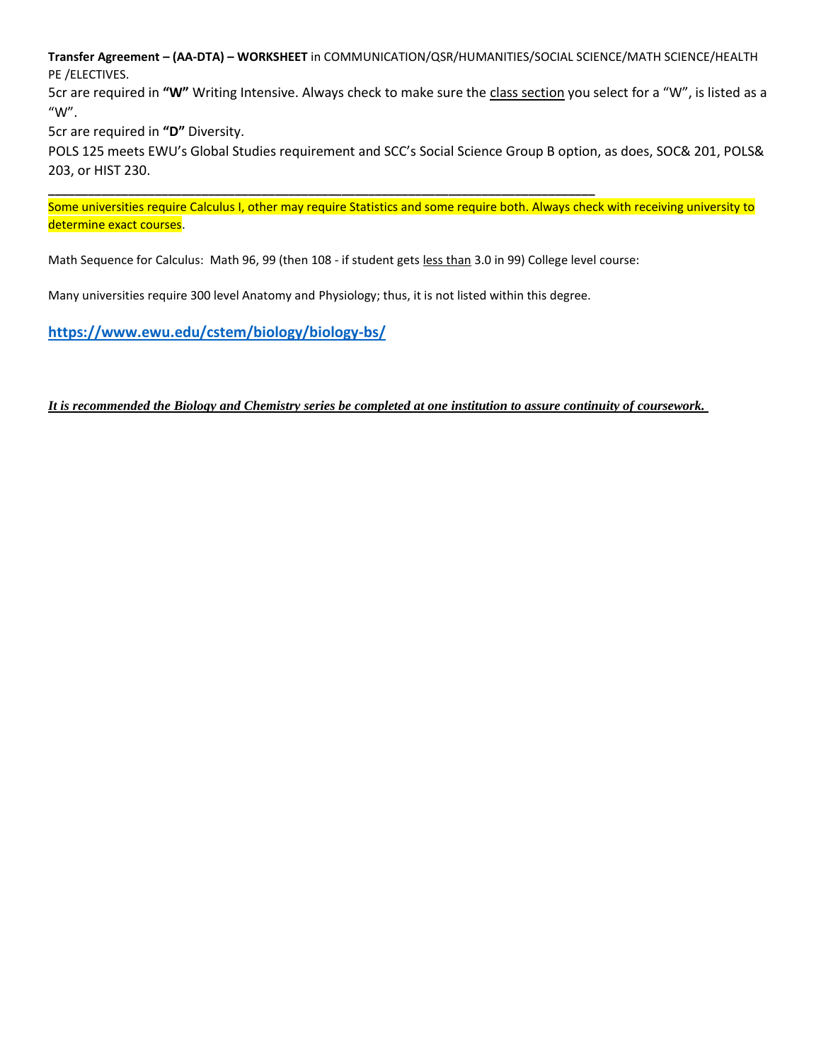**Transfer Agreement – (AA-DTA) – WORKSHEET** in COMMUNICATION/QSR/HUMANITIES/SOCIAL SCIENCE/MATH SCIENCE/HEALTH PE /ELECTIVES.

5cr are required in **"W"** Writing Intensive. Always check to make sure the class section you select for a "W", is listed as a "W".

5cr are required in **"D"** Diversity.

POLS 125 meets EWU's Global Studies requirement and SCC's Social Science Group B option, as does, SOC& 201, POLS& 203, or HIST 230.

---

Some universities require Calculus I, other may require Statistics and some require both. Always check with receiving university to determine exact courses.

Math Sequence for Calculus: Math 96, 99 (then 108 - if student gets less than 3.0 in 99) College level course:

Many universities require 300 level Anatomy and Physiology; thus, it is not listed within this degree.

**https://www.ewu.edu/cstem/biology/biology-bs/**

***It is recommended the Biology and Chemistry series be completed at one institution to assure continuity of coursework.***